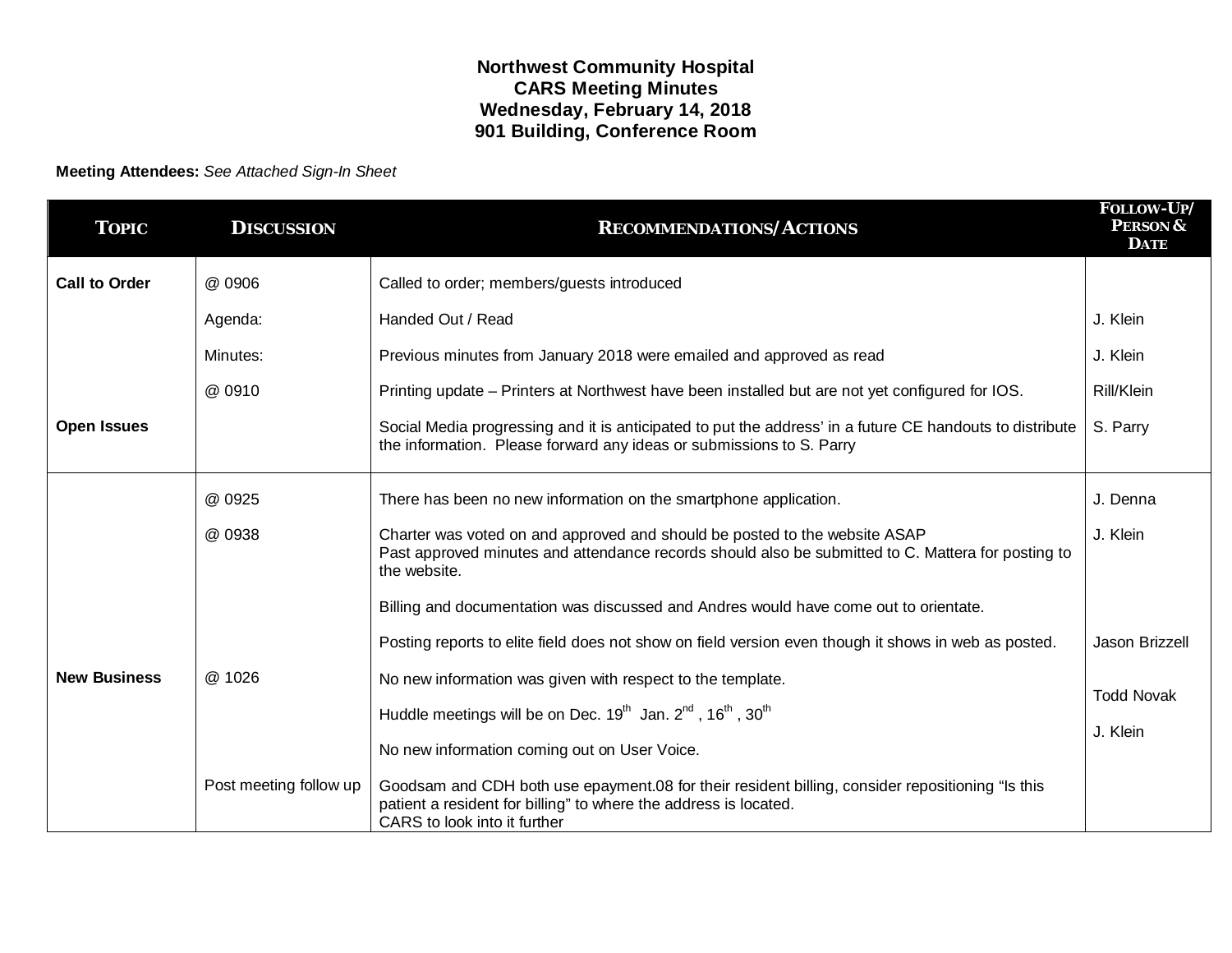**Northwest Community Hospital**
**CARS Meeting Minutes**
**Wednesday, February 14, 2018**
**901 Building, Conference Room**

**Meeting Attendees:** *See Attached Sign-In Sheet*

| TOPIC | DISCUSSION | RECOMMENDATIONS/ACTIONS | FOLLOW-UP/ PERSON & DATE |
|---|---|---|---|
| **Call to Order** | @ 0906 | Called to order; members/guests introduced | |
| | Agenda: | Handed Out / Read | J. Klein |
| | Minutes: | Previous minutes from January 2018 were emailed and approved as read | J. Klein |
| | @ 0910 | Printing update – Printers at Northwest have been installed but are not yet configured for IOS. | Rill/Klein |
| **Open Issues** | | Social Media progressing and it is anticipated to put the address' in a future CE handouts to distribute the information. Please forward any ideas or submissions to S. Parry | S. Parry |
| | @ 0925 | There has been no new information on the smartphone application. | J. Denna |
| | @ 0938 | Charter was voted on and approved and should be posted to the website ASAP<br>Past approved minutes and attendance records should also be submitted to C. Mattera for posting to the website. | J. Klein |
| | | Billing and documentation was discussed and Andres would have come out to orientate. | |
| | | Posting reports to elite field does not show on field version even though it shows in web as posted. | Jason Brizzell |
| **New Business** | @ 1026 | No new information was given with respect to the template. | Todd Novak |
| | | Huddle meetings will be on Dec. 19th Jan. 2nd , 16th , 30th | J. Klein |
| | | No new information coming out on User Voice. | |
| | Post meeting follow up | Goodsam and CDH both use epayment.08 for their resident billing, consider repositioning "Is this patient a resident for billing" to where the address is located.<br>CARS to look into it further | |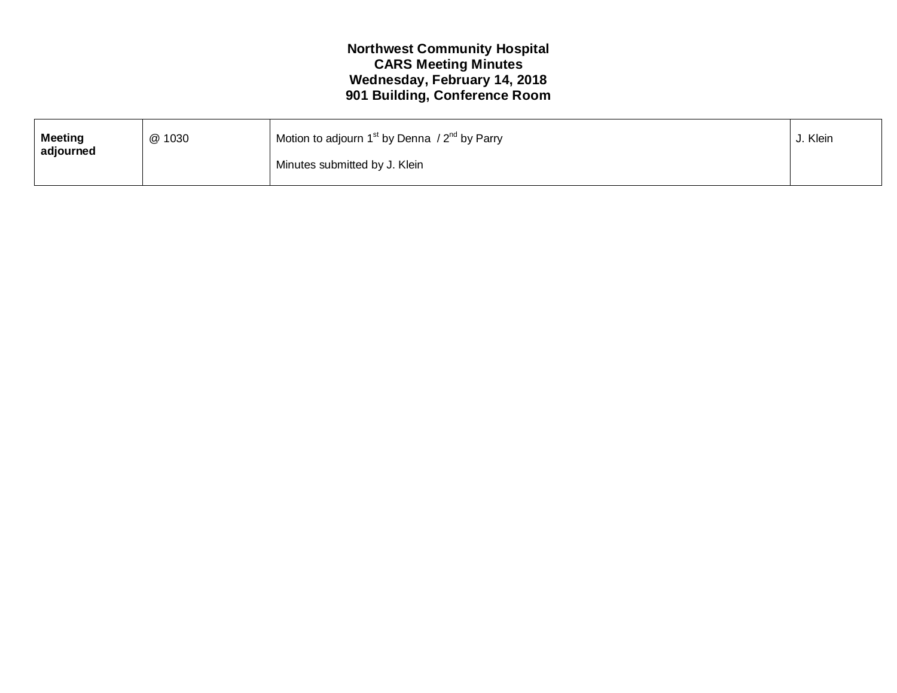**Northwest Community Hospital**
**CARS Meeting Minutes**
**Wednesday, February 14, 2018**
**901 Building, Conference Room**

| | | | |
|---|---|---|---|
| **Meeting adjourned** | @ 1030 | Motion to adjourn 1st by Denna / 2nd by Parry<br><br>Minutes submitted by J. Klein | J. Klein |